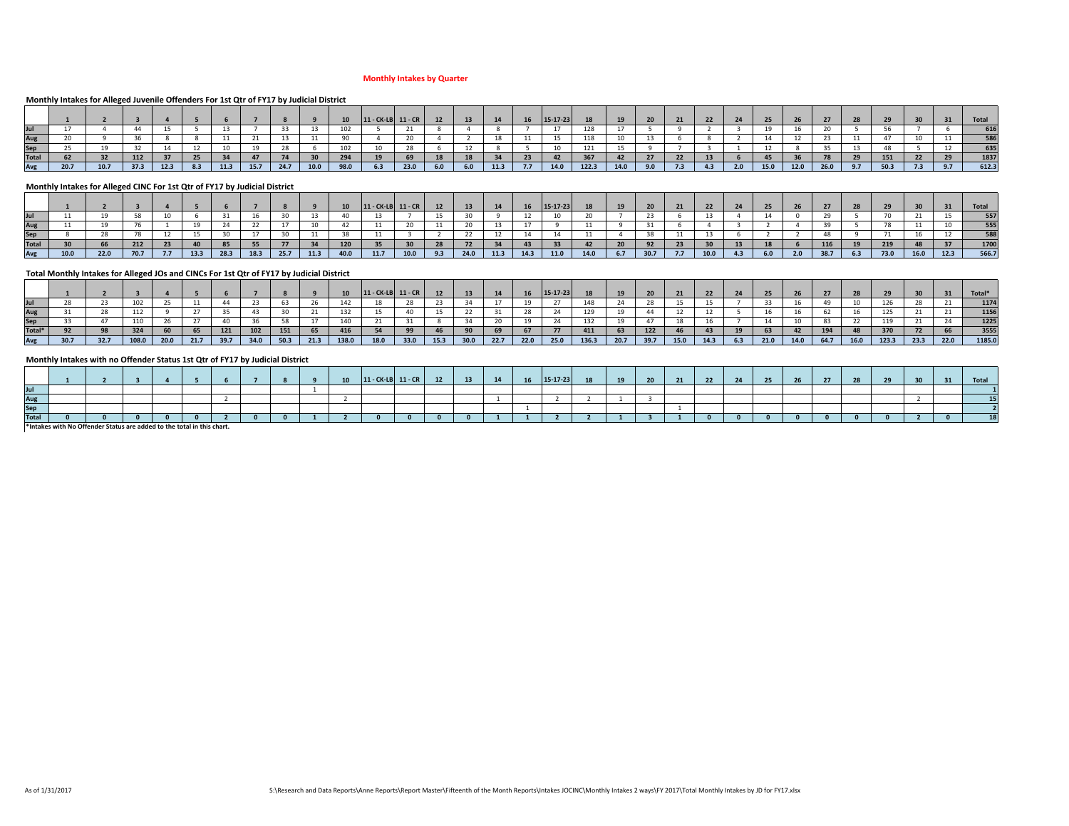## Monthly Intakes by Quarter

### Monthly Intakes for Alleged Juvenile Offenders For 1st Qtr of FY17 by Judicial District

| | 1 | 2 | 3 | 4 | 5 | 6 | 7 | 8 | 9 | 10 | 11 - CK-LB | 11 - CR | 12 | 13 | 14 | 16 | 15-17-23 | 18 | 19 | 20 | 21 | 22 | 24 | 25 | 26 | 27 | 28 | 29 | 30 | 31 | Total |
|---|---|---|---|---|---|---|---|---|---|---|---|---|---|---|---|---|---|---|---|---|---|---|---|---|---|---|---|---|---|---|---|
| Jul | 17 | 4 | 44 | 15 | 5 | 13 | 7 | 33 | 13 | 102 | 5 | 21 | 8 | 4 | 8 | 7 | 17 | 128 | 17 | 5 | 9 | 2 | 3 | 19 | 16 | 20 | 5 | 56 | 7 | 6 | 616 |
| Aug | 20 | 9 | 36 | 8 | 8 | 11 | 21 | 13 | 11 | 90 | 4 | 20 | 4 | 2 | 18 | 11 | 15 | 118 | 10 | 13 | 6 | 8 | 2 | 14 | 12 | 23 | 11 | 47 | 10 | 11 | 586 |
| Sep | 25 | 19 | 32 | 14 | 12 | 10 | 19 | 28 | 6 | 102 | 10 | 28 | 6 | 12 | 8 | 5 | 10 | 121 | 15 | 9 | 7 | 3 | 1 | 12 | 8 | 35 | 13 | 48 | 5 | 12 | 635 |
| **Total** | **62** | **32** | **112** | **37** | **25** | **34** | **47** | **74** | **30** | **294** | **19** | **69** | **18** | **18** | **34** | **23** | **42** | **367** | **42** | **27** | **22** | **13** | **6** | **45** | **36** | **78** | **29** | **151** | **22** | **29** | **1837** |
| **Avg** | **20.7** | **10.7** | **37.3** | **12.3** | **8.3** | **11.3** | **15.7** | **24.7** | **10.0** | **98.0** | **6.3** | **23.0** | **6.0** | **6.0** | **11.3** | **7.7** | **14.0** | **122.3** | **14.0** | **9.0** | **7.3** | **4.3** | **2.0** | **15.0** | **12.0** | **26.0** | **9.7** | **50.3** | **7.3** | **9.7** | **612.3** |

### Monthly Intakes for Alleged CINC For 1st Qtr of FY17 by Judicial District

| | 1 | 2 | 3 | 4 | 5 | 6 | 7 | 8 | 9 | 10 | 11 - CK-LB | 11 - CR | 12 | 13 | 14 | 16 | 15-17-23 | 18 | 19 | 20 | 21 | 22 | 24 | 25 | 26 | 27 | 28 | 29 | 30 | 31 | Total |
|---|---|---|---|---|---|---|---|---|---|---|---|---|---|---|---|---|---|---|---|---|---|---|---|---|---|---|---|---|---|---|---|
| Jul | 11 | 19 | 58 | 10 | 6 | 31 | 16 | 30 | 13 | 40 | 13 | 7 | 15 | 30 | 9 | 12 | 10 | 20 | 7 | 23 | 6 | 13 | 4 | 14 | 0 | 29 | 5 | 70 | 21 | 15 | 557 |
| Aug | 11 | 19 | 76 | 1 | 19 | 24 | 22 | 17 | 10 | 42 | 11 | 20 | 11 | 20 | 13 | 17 | 9 | 11 | 9 | 31 | 6 | 4 | 3 | 2 | 4 | 39 | 5 | 78 | 11 | 10 | 555 |
| Sep | 8 | 28 | 78 | 12 | 15 | 30 | 17 | 30 | 11 | 38 | 11 | 3 | 2 | 22 | 12 | 14 | 14 | 11 | 4 | 38 | 11 | 13 | 6 | 2 | 2 | 48 | 9 | 71 | 16 | 12 | 588 |
| **Total** | **30** | **66** | **212** | **23** | **40** | **85** | **55** | **77** | **34** | **120** | **35** | **30** | **28** | **72** | **34** | **43** | **33** | **42** | **20** | **92** | **23** | **30** | **13** | **18** | **6** | **116** | **19** | **219** | **48** | **37** | **1700** |
| **Avg** | **10.0** | **22.0** | **70.7** | **7.7** | **13.3** | **28.3** | **18.3** | **25.7** | **11.3** | **40.0** | **11.7** | **10.0** | **9.3** | **24.0** | **11.3** | **14.3** | **11.0** | **14.0** | **6.7** | **30.7** | **7.7** | **10.0** | **4.3** | **6.0** | **2.0** | **38.7** | **6.3** | **73.0** | **16.0** | **12.3** | **566.7** |

### Total Monthly Intakes for Alleged JOs and CINCs For 1st Qtr of FY17 by Judicial District

| | 1 | 2 | 3 | 4 | 5 | 6 | 7 | 8 | 9 | 10 | 11 - CK-LB | 11 - CR | 12 | 13 | 14 | 16 | 15-17-23 | 18 | 19 | 20 | 21 | 22 | 24 | 25 | 26 | 27 | 28 | 29 | 30 | 31 | Total* |
|---|---|---|---|---|---|---|---|---|---|---|---|---|---|---|---|---|---|---|---|---|---|---|---|---|---|---|---|---|---|---|---|
| Jul | 28 | 23 | 102 | 25 | 11 | 44 | 23 | 63 | 26 | 142 | 18 | 28 | 23 | 34 | 17 | 19 | 27 | 148 | 24 | 28 | 15 | 15 | 7 | 33 | 16 | 49 | 10 | 126 | 28 | 21 | 1174 |
| Aug | 31 | 28 | 112 | 9 | 27 | 35 | 43 | 30 | 21 | 132 | 15 | 40 | 15 | 22 | 31 | 28 | 24 | 129 | 19 | 44 | 12 | 12 | 5 | 16 | 16 | 62 | 16 | 125 | 21 | 21 | 1156 |
| Sep | 33 | 47 | 110 | 26 | 27 | 40 | 36 | 58 | 17 | 140 | 21 | 31 | 8 | 34 | 20 | 19 | 24 | 132 | 19 | 47 | 18 | 16 | 7 | 14 | 10 | 83 | 22 | 119 | 21 | 24 | 1225 |
| **Total*** | **92** | **98** | **324** | **60** | **65** | **121** | **102** | **151** | **65** | **416** | **54** | **99** | **46** | **90** | **69** | **67** | **77** | **411** | **63** | **122** | **46** | **43** | **19** | **63** | **42** | **194** | **48** | **370** | **72** | **66** | **3555** |
| **Avg** | **30.7** | **32.7** | **108.0** | **20.0** | **21.7** | **39.7** | **34.0** | **50.3** | **21.3** | **138.0** | **18.0** | **33.0** | **15.3** | **30.0** | **22.7** | **22.0** | **25.0** | **136.3** | **20.7** | **39.7** | **15.0** | **14.3** | **6.3** | **21.0** | **14.0** | **64.7** | **16.0** | **123.3** | **23.3** | **22.0** | **1185.0** |

### Monthly Intakes with no Offender Status 1st Qtr of FY17 by Judicial District

| | 1 | 2 | 3 | 4 | 5 | 6 | 7 | 8 | 9 | 10 | 11 - CK-LB | 11 - CR | 12 | 13 | 14 | 16 | 15-17-23 | 18 | 19 | 20 | 21 | 22 | 24 | 25 | 26 | 27 | 28 | 29 | 30 | 31 | Total |
|---|---|---|---|---|---|---|---|---|---|---|---|---|---|---|---|---|---|---|---|---|---|---|---|---|---|---|---|---|---|---|---|
| Jul | | | | | | | | | 1 | | | | | | | | | | | | | | | | | | | | | | 1 |
| Aug | | | | | | 2 | | | | 2 | | | | | 1 | | 2 | 2 | 1 | 3 | | | | | | | | | 2 | | 15 |
| Sep | | | | | | | | | | | | | | | | 1 | | | | | 1 | | | | | | | | | | 2 |
| **Total** | **0** | **0** | **0** | **0** | **0** | **2** | **0** | **0** | **1** | **2** | **0** | **0** | **0** | **0** | **1** | **1** | **2** | **2** | **1** | **3** | **1** | **0** | **0** | **0** | **0** | **0** | **0** | **0** | **2** | **0** | **18** |

*Intakes with No Offender Status are added to the total in this chart.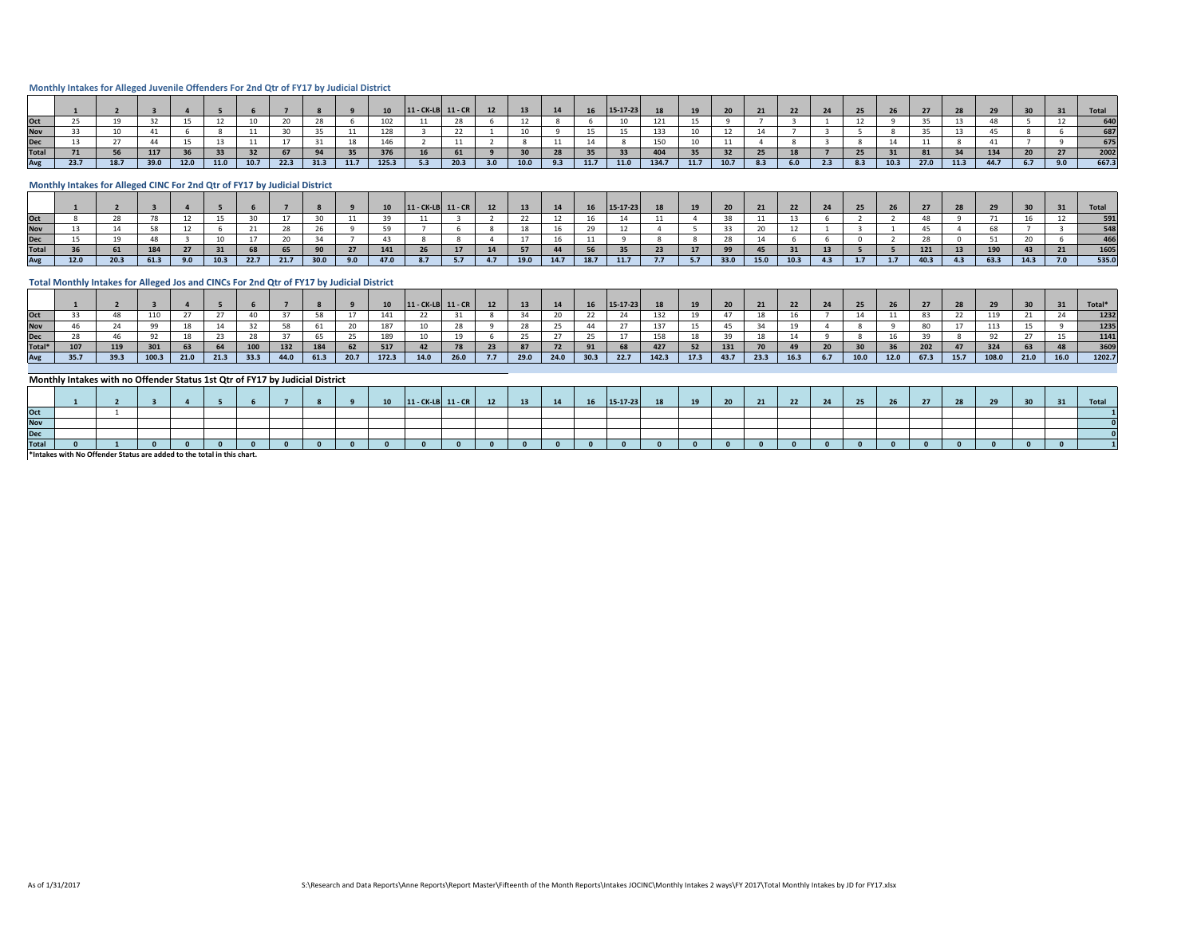## Monthly Intakes for Alleged Juvenile Offenders For 2nd Qtr of FY17 by Judicial District

| | 1 | 2 | 3 | 4 | 5 | 6 | 7 | 8 | 9 | 10 | 11 - CK-LB | 11 - CR | 12 | 13 | 14 | 16 | 15-17-23 | 18 | 19 | 20 | 21 | 22 | 24 | 25 | 26 | 27 | 28 | 29 | 30 | 31 | Total |
|---|---|---|---|---|---|---|---|---|---|---|---|---|---|---|---|---|---|---|---|---|---|---|---|---|---|---|---|---|---|---|---|
| Oct | 25 | 19 | 32 | 15 | 12 | 10 | 20 | 28 | 6 | 102 | 11 | 28 | 6 | 12 | 8 | 6 | 10 | 121 | 15 | 9 | 7 | 3 | 1 | 12 | 9 | 35 | 13 | 48 | 5 | 12 | 640 |
| Nov | 33 | 10 | 41 | 6 | 8 | 11 | 30 | 35 | 11 | 128 | 3 | 22 | 1 | 10 | 9 | 15 | 15 | 133 | 10 | 12 | 14 | 7 | 3 | 5 | 8 | 35 | 13 | 45 | 8 | 6 | 687 |
| Dec | 13 | 27 | 44 | 15 | 13 | 11 | 17 | 31 | 18 | 146 | 2 | 11 | 2 | 8 | 11 | 14 | 8 | 150 | 10 | 11 | 4 | 8 | 3 | 8 | 14 | 11 | 8 | 41 | 7 | 9 | 675 |
| Total | 71 | 56 | 117 | 36 | 33 | 32 | 67 | 94 | 35 | 376 | 16 | 61 | 9 | 30 | 28 | 35 | 33 | 404 | 35 | 32 | 25 | 18 | 7 | 25 | 31 | 81 | 34 | 134 | 20 | 27 | 2002 |
| Avg | 23.7 | 18.7 | 39.0 | 12.0 | 11.0 | 10.7 | 22.3 | 31.3 | 11.7 | 125.3 | 5.3 | 20.3 | 3.0 | 10.0 | 9.3 | 11.7 | 11.0 | 134.7 | 11.7 | 10.7 | 8.3 | 6.0 | 2.3 | 8.3 | 10.3 | 27.0 | 11.3 | 44.7 | 6.7 | 9.0 | 667.3 |

## Monthly Intakes for Alleged CINC For 2nd Qtr of FY17 by Judicial District

| | 1 | 2 | 3 | 4 | 5 | 6 | 7 | 8 | 9 | 10 | 11 - CK-LB | 11 - CR | 12 | 13 | 14 | 16 | 15-17-23 | 18 | 19 | 20 | 21 | 22 | 24 | 25 | 26 | 27 | 28 | 29 | 30 | 31 | Total |
|---|---|---|---|---|---|---|---|---|---|---|---|---|---|---|---|---|---|---|---|---|---|---|---|---|---|---|---|---|---|---|---|
| Oct | 8 | 28 | 78 | 12 | 15 | 30 | 17 | 30 | 11 | 39 | 11 | 3 | 2 | 22 | 12 | 16 | 14 | 11 | 4 | 38 | 11 | 13 | 6 | 2 | 2 | 48 | 9 | 71 | 16 | 12 | 591 |
| Nov | 13 | 14 | 58 | 12 | 6 | 21 | 28 | 26 | 9 | 59 | 7 | 6 | 8 | 18 | 16 | 29 | 12 | 4 | 5 | 33 | 20 | 12 | 1 | 3 | 1 | 45 | 4 | 68 | 7 | 3 | 548 |
| Dec | 15 | 19 | 48 | 3 | 10 | 17 | 20 | 34 | 7 | 43 | 8 | 8 | 4 | 17 | 16 | 11 | 9 | 8 | 8 | 28 | 14 | 6 | 6 | 0 | 2 | 28 | 0 | 51 | 20 | 6 | 466 |
| Total | 36 | 61 | 184 | 27 | 31 | 68 | 65 | 90 | 27 | 141 | 26 | 17 | 14 | 57 | 44 | 56 | 35 | 23 | 17 | 99 | 45 | 31 | 13 | 5 | 5 | 121 | 13 | 190 | 43 | 21 | 1605 |
| Avg | 12.0 | 20.3 | 61.3 | 9.0 | 10.3 | 22.7 | 21.7 | 30.0 | 9.0 | 47.0 | 8.7 | 5.7 | 4.7 | 19.0 | 14.7 | 18.7 | 11.7 | 7.7 | 5.7 | 33.0 | 15.0 | 10.3 | 4.3 | 1.7 | 1.7 | 40.3 | 4.3 | 63.3 | 14.3 | 7.0 | 535.0 |

## Total Monthly Intakes for Alleged Jos and CINCs For 2nd Qtr of FY17 by Judicial District

| | 1 | 2 | 3 | 4 | 5 | 6 | 7 | 8 | 9 | 10 | 11 - CK-LB | 11 - CR | 12 | 13 | 14 | 16 | 15-17-23 | 18 | 19 | 20 | 21 | 22 | 24 | 25 | 26 | 27 | 28 | 29 | 30 | 31 | Total* |
|---|---|---|---|---|---|---|---|---|---|---|---|---|---|---|---|---|---|---|---|---|---|---|---|---|---|---|---|---|---|---|---|
| Oct | 33 | 48 | 110 | 27 | 27 | 40 | 37 | 58 | 17 | 141 | 22 | 31 | 8 | 34 | 20 | 22 | 24 | 132 | 19 | 47 | 18 | 16 | 7 | 14 | 11 | 83 | 22 | 119 | 21 | 24 | 1232 |
| Nov | 46 | 24 | 99 | 18 | 14 | 32 | 58 | 61 | 20 | 187 | 10 | 28 | 9 | 28 | 25 | 44 | 27 | 137 | 15 | 45 | 34 | 19 | 4 | 8 | 9 | 80 | 17 | 113 | 15 | 9 | 1235 |
| Dec | 28 | 46 | 92 | 18 | 23 | 28 | 37 | 65 | 25 | 189 | 10 | 19 | 6 | 25 | 27 | 25 | 17 | 158 | 18 | 39 | 18 | 14 | 9 | 8 | 16 | 39 | 8 | 92 | 27 | 15 | 1141 |
| Total* | 107 | 119 | 301 | 63 | 64 | 100 | 132 | 184 | 62 | 517 | 42 | 78 | 23 | 87 | 72 | 91 | 68 | 427 | 52 | 131 | 70 | 49 | 20 | 30 | 36 | 202 | 47 | 324 | 63 | 48 | 3609 |
| Avg | 35.7 | 39.3 | 100.3 | 21.0 | 21.3 | 33.3 | 44.0 | 61.3 | 20.7 | 172.3 | 14.0 | 26.0 | 7.7 | 29.0 | 24.0 | 30.3 | 22.7 | 142.3 | 17.3 | 43.7 | 23.3 | 16.3 | 6.7 | 10.0 | 12.0 | 67.3 | 15.7 | 108.0 | 21.0 | 16.0 | 1202.7 |

## Monthly Intakes with no Offender Status 1st Qtr of FY17 by Judicial District

| | 1 | 2 | 3 | 4 | 5 | 6 | 7 | 8 | 9 | 10 | 11 - CK-LB | 11 - CR | 12 | 13 | 14 | 16 | 15-17-23 | 18 | 19 | 20 | 21 | 22 | 24 | 25 | 26 | 27 | 28 | 29 | 30 | 31 | Total |
|---|---|---|---|---|---|---|---|---|---|---|---|---|---|---|---|---|---|---|---|---|---|---|---|---|---|---|---|---|---|---|---|
| Oct | | 1 | | | | | | | | | | | | | | | | | | | | | | | | | | | | | 1 |
| Nov | | | | | | | | | | | | | | | | | | | | | | | | | | | | | | | 0 |
| Dec | | | | | | | | | | | | | | | | | | | | | | | | | | | | | | | 0 |
| Total | 0 | 1 | 0 | 0 | 0 | 0 | 0 | 0 | 0 | 0 | 0 | 0 | 0 | 0 | 0 | 0 | 0 | 0 | 0 | 0 | 0 | 0 | 0 | 0 | 0 | 0 | 0 | 0 | 0 | 0 | 1 |

*Intakes with No Offender Status are added to the total in this chart.

As of 1/31/2017

S:\Research and Data Reports\Anne Reports\Report Master\Fifteenth of the Month Reports\Intakes JOCINC\Monthly Intakes 2 ways\FY 2017\Total Monthly Intakes by JD for FY17.xlsx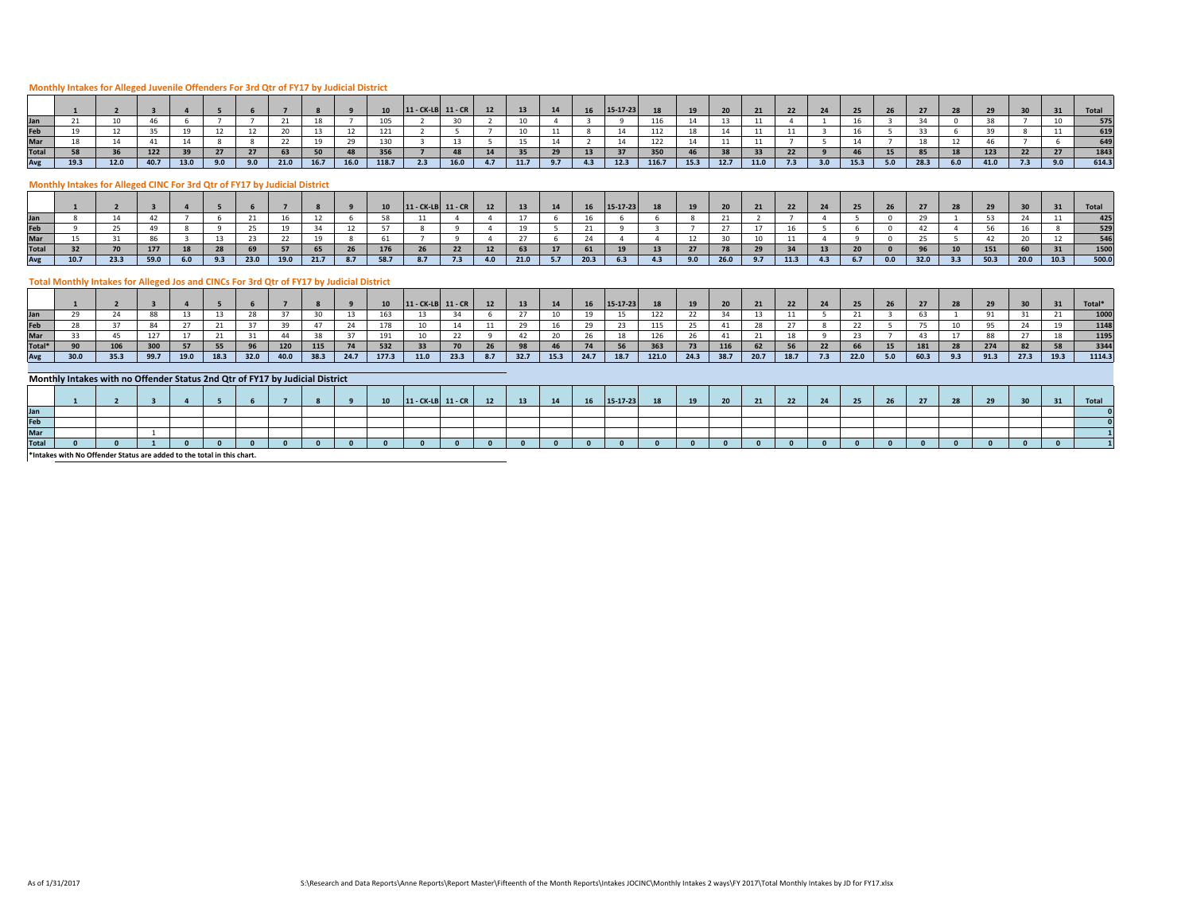### Monthly Intakes for Alleged Juvenile Offenders For 3rd Qtr of FY17 by Judicial District

| | 1 | 2 | 3 | 4 | 5 | 6 | 7 | 8 | 9 | 10 | 11 - CK-LB | 11 - CR | 12 | 13 | 14 | 16 | 15-17-23 | 18 | 19 | 20 | 21 | 22 | 24 | 25 | 26 | 27 | 28 | 29 | 30 | 31 | Total |
|---|---|---|---|---|---|---|---|---|---|---|---|---|---|---|---|---|---|---|---|---|---|---|---|---|---|---|---|---|---|---|---|
| Jan | 21 | 10 | 46 | 6 | 7 | 7 | 21 | 18 | 7 | 105 | 2 | 30 | 2 | 10 | 4 | 3 | 9 | 116 | 14 | 13 | 11 | 4 | 1 | 16 | 3 | 34 | 0 | 38 | 7 | 10 | 575 |
| Feb | 19 | 12 | 35 | 19 | 12 | 12 | 20 | 13 | 12 | 121 | 2 | 5 | 7 | 10 | 11 | 8 | 14 | 112 | 18 | 14 | 11 | 11 | 3 | 16 | 5 | 33 | 6 | 39 | 8 | 11 | 619 |
| Mar | 18 | 14 | 41 | 14 | 8 | 8 | 22 | 19 | 29 | 130 | 3 | 13 | 5 | 15 | 14 | 2 | 14 | 122 | 14 | 11 | 11 | 7 | 5 | 14 | 7 | 18 | 12 | 46 | 7 | 6 | 649 |
| Total | 58 | 36 | 122 | 39 | 27 | 27 | 63 | 50 | 48 | 356 | 7 | 48 | 14 | 35 | 29 | 13 | 37 | 350 | 46 | 38 | 33 | 22 | 9 | 46 | 15 | 85 | 18 | 123 | 22 | 27 | 1843 |
| Avg | 19.3 | 12.0 | 40.7 | 13.0 | 9.0 | 9.0 | 21.0 | 16.7 | 16.0 | 118.7 | 2.3 | 16.0 | 4.7 | 11.7 | 9.7 | 4.3 | 12.3 | 116.7 | 15.3 | 12.7 | 11.0 | 7.3 | 3.0 | 15.3 | 5.0 | 28.3 | 6.0 | 41.0 | 7.3 | 9.0 | 614.3 |

### Monthly Intakes for Alleged CINC For 3rd Qtr of FY17 by Judicial District

| | 1 | 2 | 3 | 4 | 5 | 6 | 7 | 8 | 9 | 10 | 11 - CK-LB | 11 - CR | 12 | 13 | 14 | 16 | 15-17-23 | 18 | 19 | 20 | 21 | 22 | 24 | 25 | 26 | 27 | 28 | 29 | 30 | 31 | Total |
|---|---|---|---|---|---|---|---|---|---|---|---|---|---|---|---|---|---|---|---|---|---|---|---|---|---|---|---|---|---|---|---|
| Jan | 8 | 14 | 42 | 7 | 6 | 21 | 16 | 12 | 6 | 58 | 11 | 4 | 4 | 17 | 6 | 16 | 6 | 6 | 8 | 21 | 2 | 7 | 4 | 5 | 0 | 29 | 1 | 53 | 24 | 11 | 425 |
| Feb | 9 | 25 | 49 | 8 | 9 | 25 | 19 | 34 | 12 | 57 | 8 | 9 | 4 | 19 | 5 | 21 | 9 | 3 | 7 | 27 | 17 | 16 | 5 | 6 | 0 | 42 | 4 | 56 | 16 | 8 | 529 |
| Mar | 15 | 31 | 86 | 3 | 13 | 23 | 22 | 19 | 8 | 61 | 7 | 9 | 4 | 27 | 6 | 24 | 4 | 4 | 12 | 30 | 10 | 11 | 4 | 9 | 0 | 25 | 5 | 42 | 20 | 12 | 546 |
| Total | 32 | 70 | 177 | 18 | 28 | 69 | 57 | 65 | 26 | 176 | 26 | 22 | 12 | 63 | 17 | 61 | 19 | 13 | 27 | 78 | 29 | 34 | 13 | 20 | 0 | 96 | 10 | 151 | 60 | 31 | 1500 |
| Avg | 10.7 | 23.3 | 59.0 | 6.0 | 9.3 | 23.0 | 19.0 | 21.7 | 8.7 | 58.7 | 8.7 | 7.3 | 4.0 | 21.0 | 5.7 | 20.3 | 6.3 | 4.3 | 9.0 | 26.0 | 9.7 | 11.3 | 4.3 | 6.7 | 0.0 | 32.0 | 3.3 | 50.3 | 20.0 | 10.3 | 500.0 |

### Total Monthly Intakes for Alleged Jos and CINCs For 3rd Qtr of FY17 by Judicial District

| | 1 | 2 | 3 | 4 | 5 | 6 | 7 | 8 | 9 | 10 | 11 - CK-LB | 11 - CR | 12 | 13 | 14 | 16 | 15-17-23 | 18 | 19 | 20 | 21 | 22 | 24 | 25 | 26 | 27 | 28 | 29 | 30 | 31 | Total* |
|---|---|---|---|---|---|---|---|---|---|---|---|---|---|---|---|---|---|---|---|---|---|---|---|---|---|---|---|---|---|---|---|
| Jan | 29 | 24 | 88 | 13 | 13 | 28 | 37 | 30 | 13 | 163 | 13 | 34 | 6 | 27 | 10 | 19 | 15 | 122 | 22 | 34 | 13 | 11 | 5 | 21 | 3 | 63 | 1 | 91 | 31 | 21 | 1000 |
| Feb | 28 | 37 | 84 | 27 | 21 | 37 | 39 | 47 | 24 | 178 | 10 | 14 | 11 | 29 | 16 | 29 | 23 | 115 | 25 | 41 | 28 | 27 | 8 | 22 | 5 | 75 | 10 | 95 | 24 | 19 | 1148 |
| Mar | 33 | 45 | 127 | 17 | 21 | 31 | 44 | 38 | 37 | 191 | 10 | 22 | 9 | 42 | 20 | 26 | 18 | 126 | 26 | 41 | 21 | 18 | 9 | 23 | 7 | 43 | 17 | 88 | 27 | 18 | 1195 |
| Total* | 90 | 106 | 300 | 57 | 55 | 96 | 120 | 115 | 74 | 532 | 33 | 70 | 26 | 98 | 46 | 74 | 56 | 363 | 73 | 116 | 62 | 56 | 22 | 66 | 15 | 181 | 28 | 274 | 82 | 58 | 3344 |
| Avg | 30.0 | 35.3 | 99.7 | 19.0 | 18.3 | 32.0 | 40.0 | 38.3 | 24.7 | 177.3 | 11.0 | 23.3 | 8.7 | 32.7 | 15.3 | 24.7 | 18.7 | 121.0 | 24.3 | 38.7 | 20.7 | 18.7 | 7.3 | 22.0 | 5.0 | 60.3 | 9.3 | 91.3 | 27.3 | 19.3 | 1114.3 |

### Monthly Intakes with no Offender Status 2nd Qtr of FY17 by Judicial District

| | 1 | 2 | 3 | 4 | 5 | 6 | 7 | 8 | 9 | 10 | 11 - CK-LB | 11 - CR | 12 | 13 | 14 | 16 | 15-17-23 | 18 | 19 | 20 | 21 | 22 | 24 | 25 | 26 | 27 | 28 | 29 | 30 | 31 | Total |
|---|---|---|---|---|---|---|---|---|---|---|---|---|---|---|---|---|---|---|---|---|---|---|---|---|---|---|---|---|---|---|---|
| Jan | | | | | | | | | | | | | | | | | | | | | | | | | | | | | | | 0 |
| Feb | | | | | | | | | | | | | | | | | | | | | | | | | | | | | | | 0 |
| Mar | | | 1 | | | | | | | | | | | | | | | | | | | | | | | | | | | | 1 |
| Total | 0 | 0 | 1 | 0 | 0 | 0 | 0 | 0 | 0 | 0 | 0 | 0 | 0 | 0 | 0 | 0 | 0 | 0 | 0 | 0 | 0 | 0 | 0 | 0 | 0 | 0 | 0 | 0 | 0 | 0 | 1 |

*Intakes with No Offender Status are added to the total in this chart.

As of 1/31/2017

S:\Research and Data Reports\Anne Reports\Report Master\Fifteenth of the Month Reports\Intakes JOCINC\Monthly Intakes 2 ways\FY 2017\Total Monthly Intakes by JD for FY17.xlsx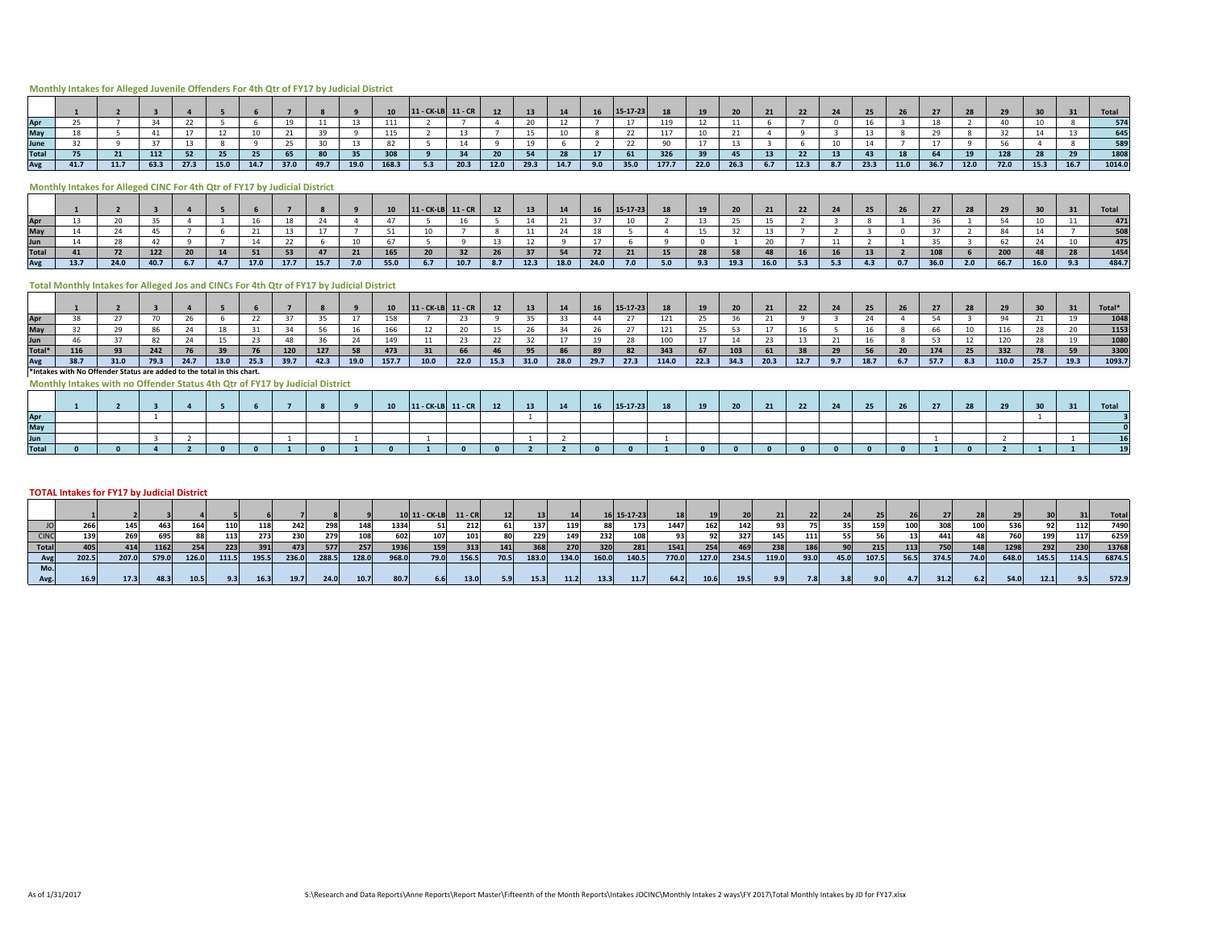### Monthly Intakes for Alleged Juvenile Offenders For 4th Qtr of FY17 by Judicial District

| | 1 | 2 | 3 | 4 | 5 | 6 | 7 | 8 | 9 | 10 | 11 - CK-LB | 11 - CR | 12 | 13 | 14 | 16 | 15-17-23 | 18 | 19 | 20 | 21 | 22 | 24 | 25 | 26 | 27 | 28 | 29 | 30 | 31 | Total |
|---|---|---|---|---|---|---|---|---|---|---|---|---|---|---|---|---|---|---|---|---|---|---|---|---|---|---|---|---|---|---|---|
| Apr | 25 | 7 | 34 | 22 | 5 | 6 | 19 | 11 | 13 | 111 | 2 | 7 | 4 | 20 | 12 | 7 | 17 | 119 | 12 | 11 | 6 | 7 | 0 | 16 | 3 | 18 | 2 | 40 | 10 | 8 | 574 |
| May | 18 | 5 | 41 | 17 | 12 | 10 | 21 | 39 | 9 | 115 | 2 | 13 | 7 | 15 | 10 | 8 | 22 | 117 | 10 | 21 | 4 | 9 | 3 | 13 | 8 | 29 | 8 | 32 | 14 | 13 | 645 |
| June | 32 | 9 | 37 | 13 | 8 | 9 | 25 | 30 | 13 | 82 | 5 | 14 | 9 | 19 | 6 | 2 | 22 | 90 | 17 | 13 | 3 | 6 | 10 | 14 | 7 | 17 | 9 | 56 | 4 | 8 | 589 |
| **Total** | **75** | **21** | **112** | **52** | **25** | **25** | **65** | **80** | **35** | **308** | **9** | **34** | **20** | **54** | **28** | **17** | **61** | **326** | **39** | **45** | **13** | **22** | **13** | **43** | **18** | **64** | **19** | **128** | **28** | **29** | **1808** |
| **Avg** | **41.7** | **11.7** | **63.3** | **27.3** | **15.0** | **14.7** | **37.0** | **49.7** | **19.0** | **168.3** | **5.3** | **20.3** | **12.0** | **29.3** | **14.7** | **9.0** | **35.0** | **177.7** | **22.0** | **26.3** | **6.7** | **12.3** | **8.7** | **23.3** | **11.0** | **36.7** | **12.0** | **72.0** | **15.3** | **16.7** | **1014.0** |

### Monthly Intakes for Alleged CINC For 4th Qtr of FY17 by Judicial District

| | 1 | 2 | 3 | 4 | 5 | 6 | 7 | 8 | 9 | 10 | 11 - CK-LB | 11 - CR | 12 | 13 | 14 | 16 | 15-17-23 | 18 | 19 | 20 | 21 | 22 | 24 | 25 | 26 | 27 | 28 | 29 | 30 | 31 | Total |
|---|---|---|---|---|---|---|---|---|---|---|---|---|---|---|---|---|---|---|---|---|---|---|---|---|---|---|---|---|---|---|---|
| Apr | 13 | 20 | 35 | 4 | 1 | 16 | 18 | 24 | 4 | 47 | 5 | 16 | 5 | 14 | 21 | 37 | 10 | 2 | 13 | 25 | 15 | 2 | 3 | 8 | 1 | 36 | 1 | 54 | 10 | 11 | 471 |
| May | 14 | 24 | 45 | 7 | 6 | 21 | 13 | 17 | 7 | 51 | 10 | 7 | 8 | 11 | 24 | 18 | 5 | 4 | 15 | 32 | 13 | 7 | 2 | 3 | 0 | 37 | 2 | 84 | 14 | 7 | 508 |
| Jun | 14 | 28 | 42 | 9 | 7 | 14 | 22 | 6 | 10 | 67 | 5 | 9 | 13 | 12 | 9 | 17 | 6 | 9 | 0 | 1 | 20 | 7 | 11 | 2 | 1 | 35 | 3 | 62 | 24 | 10 | 475 |
| **Total** | **41** | **72** | **122** | **20** | **14** | **51** | **53** | **47** | **21** | **165** | **20** | **32** | **26** | **37** | **54** | **72** | **21** | **15** | **28** | **58** | **48** | **16** | **16** | **13** | **2** | **108** | **6** | **200** | **48** | **28** | **1454** |
| **Avg** | **13.7** | **24.0** | **40.7** | **6.7** | **4.7** | **17.0** | **17.7** | **15.7** | **7.0** | **55.0** | **6.7** | **10.7** | **8.7** | **12.3** | **18.0** | **24.0** | **7.0** | **5.0** | **9.3** | **19.3** | **16.0** | **5.3** | **5.3** | **4.3** | **0.7** | **36.0** | **2.0** | **66.7** | **16.0** | **9.3** | **484.7** |

### Total Monthly Intakes for Alleged JOs and CINCs For 4th Qtr of FY17 by Judicial District

| | 1 | 2 | 3 | 4 | 5 | 6 | 7 | 8 | 9 | 10 | 11 - CK-LB | 11 - CR | 12 | 13 | 14 | 16 | 15-17-23 | 18 | 19 | 20 | 21 | 22 | 24 | 25 | 26 | 27 | 28 | 29 | 30 | 31 | Total* |
|---|---|---|---|---|---|---|---|---|---|---|---|---|---|---|---|---|---|---|---|---|---|---|---|---|---|---|---|---|---|---|---|
| Apr | 38 | 27 | 70 | 26 | 6 | 22 | 37 | 35 | 17 | 158 | 7 | 23 | 9 | 35 | 33 | 44 | 27 | 121 | 25 | 36 | 21 | 9 | 3 | 24 | 4 | 54 | 3 | 94 | 21 | 19 | 1048 |
| May | 32 | 29 | 86 | 24 | 18 | 31 | 34 | 56 | 16 | 166 | 12 | 20 | 15 | 26 | 34 | 26 | 27 | 121 | 25 | 53 | 17 | 16 | 5 | 16 | 8 | 66 | 10 | 116 | 28 | 20 | 1153 |
| Jun | 46 | 37 | 82 | 24 | 15 | 23 | 48 | 36 | 24 | 149 | 11 | 23 | 22 | 32 | 17 | 19 | 28 | 100 | 17 | 14 | 23 | 13 | 21 | 16 | 8 | 53 | 12 | 120 | 28 | 19 | 1080 |
| **Total*** | **116** | **93** | **242** | **76** | **39** | **76** | **120** | **127** | **58** | **473** | **31** | **66** | **46** | **95** | **86** | **89** | **82** | **343** | **67** | **103** | **61** | **38** | **29** | **56** | **20** | **174** | **25** | **332** | **78** | **59** | **3300** |
| **Avg** | **38.7** | **31.0** | **79.3** | **24.7** | **13.0** | **25.3** | **39.7** | **42.3** | **19.0** | **157.7** | **10.0** | **22.0** | **15.3** | **31.0** | **28.0** | **29.7** | **27.3** | **114.0** | **22.3** | **34.3** | **20.3** | **12.7** | **9.7** | **18.7** | **6.7** | **57.7** | **8.3** | **110.0** | **25.7** | **19.3** | **1093.7** |

*Intakes with No Offender Status are added to the total in this chart.

### Monthly Intakes with no Offender Status 4th Qtr of FY17 by Judicial District

| | 1 | 2 | 3 | 4 | 5 | 6 | 7 | 8 | 9 | 10 | 11 - CK-LB | 11 - CR | 12 | 13 | 14 | 16 | 15-17-23 | 18 | 19 | 20 | 21 | 22 | 24 | 25 | 26 | 27 | 28 | 29 | 30 | 31 | Total |
|---|---|---|---|---|---|---|---|---|---|---|---|---|---|---|---|---|---|---|---|---|---|---|---|---|---|---|---|---|---|---|---|
| Apr | | | 1 | | | | | | | | | | | 1 | | | | | | | | | | | | | | | 1 | | 3 |
| May | | | | | | | | | | | | | | | | | | | | | | | | | | | | | | | 0 |
| Jun | | | 3 | 2 | | | 1 | | 1 | | 1 | | | 1 | 2 | | | 1 | | | | | | | | 1 | | 2 | | 1 | 16 |
| **Total** | **0** | **0** | **4** | **2** | **0** | **0** | **1** | **0** | **1** | **0** | **1** | **0** | **0** | **2** | **2** | **0** | **0** | **1** | **0** | **0** | **0** | **0** | **0** | **0** | **0** | **1** | **0** | **2** | **1** | **1** | **19** |

### TOTAL Intakes for FY17 by Judicial District

| | 1 | 2 | 3 | 4 | 5 | 6 | 7 | 8 | 9 | 10 | 11 - CK-LB | 11 - CR | 12 | 13 | 14 | 16 | 15-17-23 | 18 | 19 | 20 | 21 | 22 | 24 | 25 | 26 | 27 | 28 | 29 | 30 | 31 | Total |
|---|---|---|---|---|---|---|---|---|---|---|---|---|---|---|---|---|---|---|---|---|---|---|---|---|---|---|---|---|---|---|---|
| JO | 266 | 145 | 463 | 164 | 110 | 118 | 242 | 298 | 148 | 1334 | 51 | 212 | 61 | 137 | 119 | 88 | 173 | 1447 | 162 | 142 | 93 | 75 | 35 | 159 | 100 | 308 | 100 | 536 | 92 | 112 | 7490 |
| CINC | 139 | 269 | 695 | 88 | 113 | 273 | 230 | 279 | 108 | 602 | 107 | 101 | 80 | 229 | 149 | 232 | 108 | 93 | 92 | 327 | 145 | 111 | 55 | 56 | 13 | 441 | 48 | 760 | 199 | 117 | 6259 |
| Total | 405 | 414 | 1162 | 254 | 223 | 391 | 473 | 577 | 257 | 1936 | 159 | 313 | 141 | 368 | 270 | 320 | 281 | 1541 | 254 | 469 | 238 | 186 | 90 | 215 | 113 | 750 | 148 | 1298 | 292 | 230 | 13768 |
| Avg | 202.5 | 207.0 | 579.0 | 126.0 | 111.5 | 195.5 | 236.0 | 288.5 | 128.0 | 968.0 | 79.0 | 156.5 | 70.5 | 183.0 | 134.0 | 160.0 | 140.5 | 770.0 | 127.0 | 234.5 | 119.0 | 93.0 | 45.0 | 107.5 | 56.5 | 374.5 | 74.0 | 648.0 | 145.5 | 114.5 | 6874.5 |
| Mo. Avg. | 16.9 | 17.3 | 48.3 | 10.5 | 9.3 | 16.3 | 19.7 | 24.0 | 10.7 | 80.7 | 6.6 | 13.0 | 5.9 | 15.3 | 11.2 | 13.3 | 11.7 | 64.2 | 10.6 | 19.5 | 9.9 | 7.8 | 3.8 | 9.0 | 4.7 | 31.2 | 6.2 | 54.0 | 12.1 | 9.5 | 572.9 |

As of 1/31/2017

S:\Research and Data Reports\Anne Reports\Report Master\Fifteenth of the Month Reports\Intakes JOCINC\Monthly Intakes 2 ways\FY 2017\Total Monthly Intakes by JD for FY17.xlsx